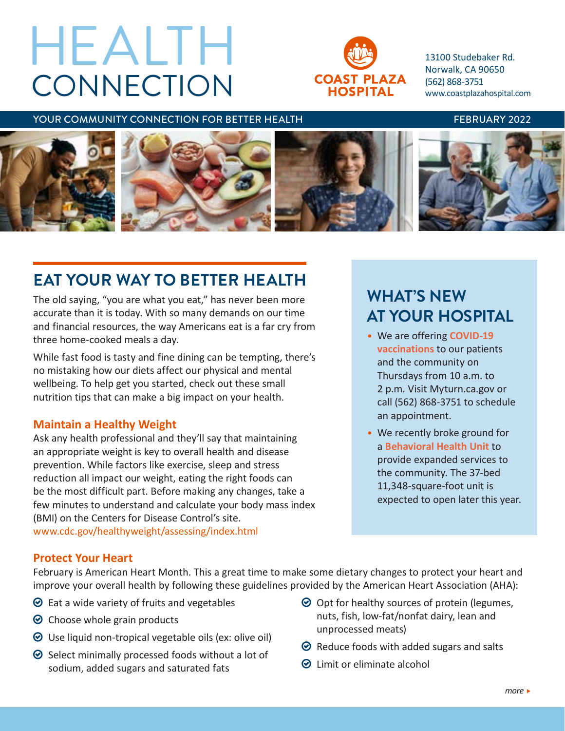# HEALTH CONNECTION

**COAST PLAZA HOSPITAL**

13100 Studebaker Rd.
Norwalk, CA 90650
(562) 868-3751
www.coastplazahospital.com

YOUR COMMUNITY CONNECTION FOR BETTER HEALTH — FEBRUARY 2022

## EAT YOUR WAY TO BETTER HEALTH

The old saying, "you are what you eat," has never been more accurate than it is today. With so many demands on our time and financial resources, the way Americans eat is a far cry from three home-cooked meals a day.

While fast food is tasty and fine dining can be tempting, there's no mistaking how our diets affect our physical and mental wellbeing. To help get you started, check out these small nutrition tips that can make a big impact on your health.

### Maintain a Healthy Weight

Ask any health professional and they'll say that maintaining an appropriate weight is key to overall health and disease prevention. While factors like exercise, sleep and stress reduction all impact our weight, eating the right foods can be the most difficult part. Before making any changes, take a few minutes to understand and calculate your body mass index (BMI) on the Centers for Disease Control's site. www.cdc.gov/healthyweight/assessing/index.html

## WHAT'S NEW AT YOUR HOSPITAL

- We are offering **COVID-19 vaccinations** to our patients and the community on Thursdays from 10 a.m. to 2 p.m. Visit Myturn.ca.gov or call (562) 868-3751 to schedule an appointment.
- We recently broke ground for a **Behavioral Health Unit** to provide expanded services to the community. The 37-bed 11,348-square-foot unit is expected to open later this year.

### Protect Your Heart

February is American Heart Month. This a great time to make some dietary changes to protect your heart and improve your overall health by following these guidelines provided by the American Heart Association (AHA):

- Eat a wide variety of fruits and vegetables
- Choose whole grain products
- Use liquid non-tropical vegetable oils (ex: olive oil)
- Select minimally processed foods without a lot of sodium, added sugars and saturated fats
- Opt for healthy sources of protein (legumes, nuts, fish, low-fat/nonfat dairy, lean and unprocessed meats)
- Reduce foods with added sugars and salts
- Limit or eliminate alcohol

*more ▸*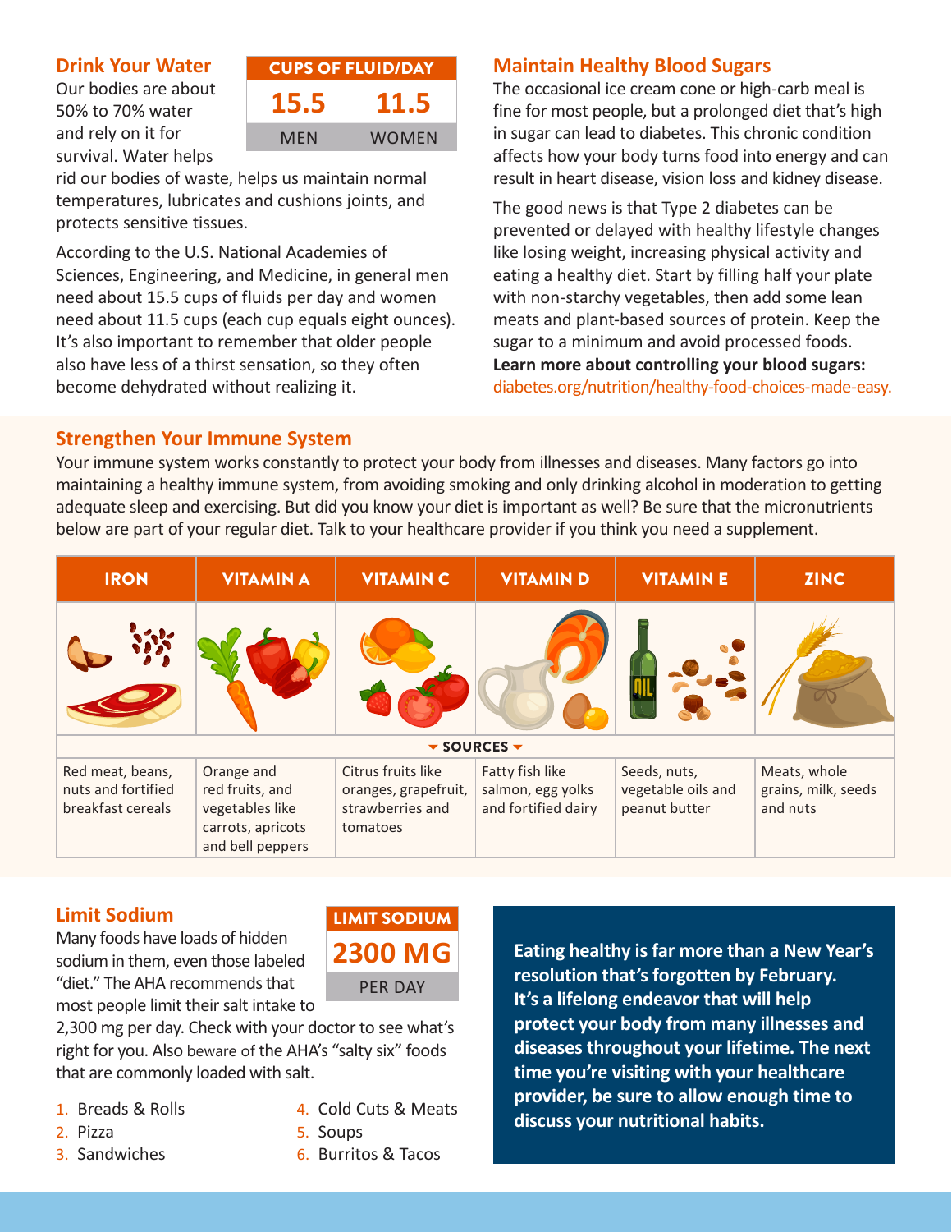## Drink Your Water

| CUPS OF FLUID/DAY | |
|---|---|
| 15.5 | 11.5 |
| MEN | WOMEN |

Our bodies are about 50% to 70% water and rely on it for survival. Water helps rid our bodies of waste, helps us maintain normal temperatures, lubricates and cushions joints, and protects sensitive tissues.

According to the U.S. National Academies of Sciences, Engineering, and Medicine, in general men need about 15.5 cups of fluids per day and women need about 11.5 cups (each cup equals eight ounces). It's also important to remember that older people also have less of a thirst sensation, so they often become dehydrated without realizing it.

## Maintain Healthy Blood Sugars

The occasional ice cream cone or high-carb meal is fine for most people, but a prolonged diet that's high in sugar can lead to diabetes. This chronic condition affects how your body turns food into energy and can result in heart disease, vision loss and kidney disease.

The good news is that Type 2 diabetes can be prevented or delayed with healthy lifestyle changes like losing weight, increasing physical activity and eating a healthy diet. Start by filling half your plate with non-starchy vegetables, then add some lean meats and plant-based sources of protein. Keep the sugar to a minimum and avoid processed foods. **Learn more about controlling your blood sugars:** diabetes.org/nutrition/healthy-food-choices-made-easy.

## Strengthen Your Immune System

Your immune system works constantly to protect your body from illnesses and diseases. Many factors go into maintaining a healthy immune system, from avoiding smoking and only drinking alcohol in moderation to getting adequate sleep and exercising. But did you know your diet is important as well? Be sure that the micronutrients below are part of your regular diet. Talk to your healthcare provider if you think you need a supplement.

| IRON | VITAMIN A | VITAMIN C | VITAMIN D | VITAMIN E | ZINC |
|---|---|---|---|---|---|
| **SOURCES** | | | | | |
| Red meat, beans, nuts and fortified breakfast cereals | Orange and red fruits, and vegetables like carrots, apricots and bell peppers | Citrus fruits like oranges, grapefruit, strawberries and tomatoes | Fatty fish like salmon, egg yolks and fortified dairy | Seeds, nuts, vegetable oils and peanut butter | Meats, whole grains, milk, seeds and nuts |

## Limit Sodium

| LIMIT SODIUM |
|---|
| 2300 MG |
| PER DAY |

Many foods have loads of hidden sodium in them, even those labeled "diet." The AHA recommends that most people limit their salt intake to 2,300 mg per day. Check with your doctor to see what's right for you. Also beware of the AHA's "salty six" foods that are commonly loaded with salt.

1. Breads & Rolls
2. Pizza
3. Sandwiches
4. Cold Cuts & Meats
5. Soups
6. Burritos & Tacos

**Eating healthy is far more than a New Year's resolution that's forgotten by February. It's a lifelong endeavor that will help protect your body from many illnesses and diseases throughout your lifetime. The next time you're visiting with your healthcare provider, be sure to allow enough time to discuss your nutritional habits.**